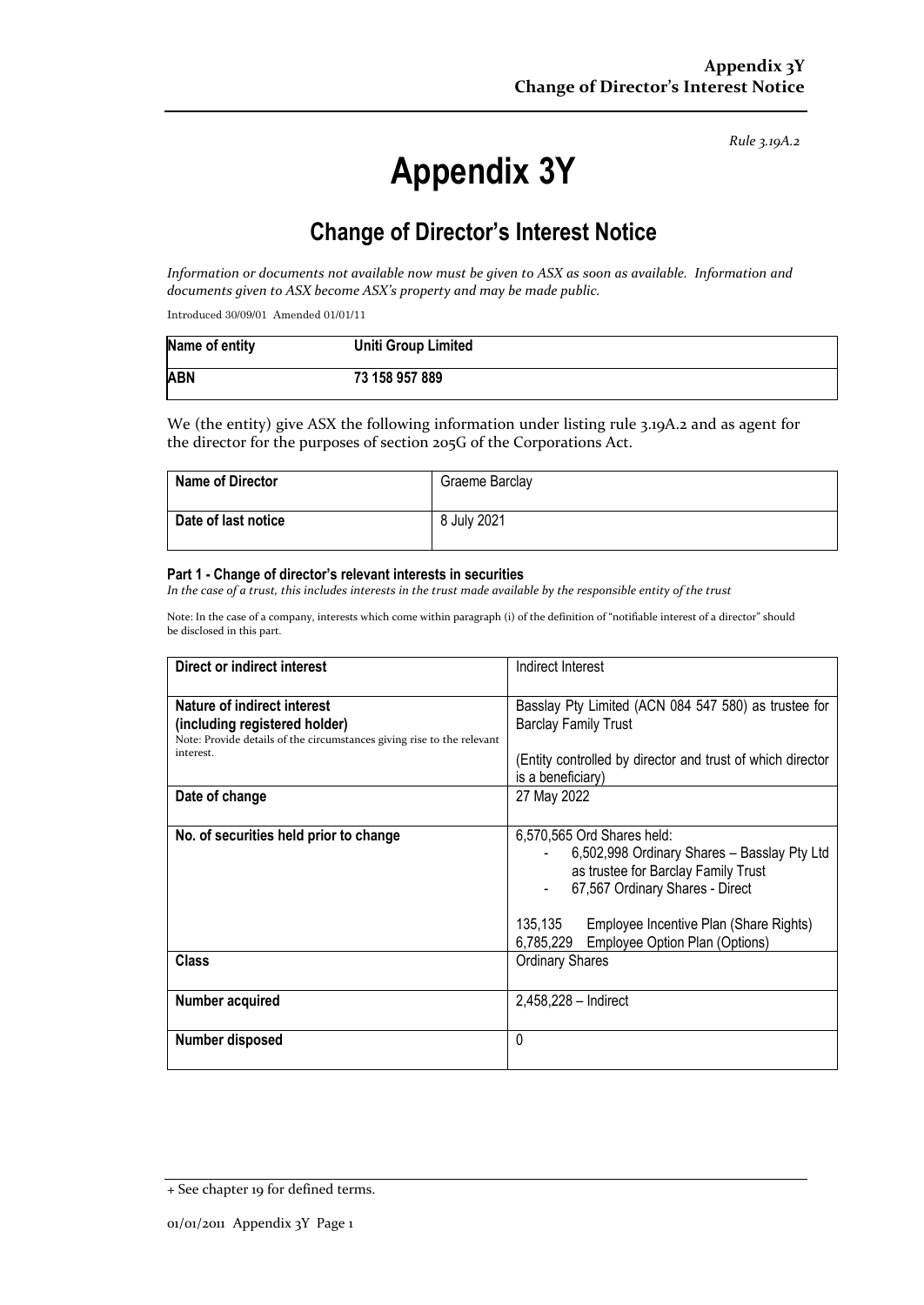*Rule 3.19A.2*

# Appendix 3Y

## Change of Director's Interest Notice

*Information or documents not available now must be given to ASX as soon as available. Information and documents given to ASX become ASX's property and may be made public.*

Introduced 30/09/01 Amended 01/01/11

| **Name of entity** | **Uniti Group Limited** |
|---|---|
| **ABN** | **73 158 957 889** |

We (the entity) give ASX the following information under listing rule 3.19A.2 and as agent for the director for the purposes of section 205G of the Corporations Act.

| **Name of Director** | Graeme Barclay |
|---|---|
| **Date of last notice** | 8 July 2021 |

#### Part 1 - Change of director's relevant interests in securities

*In the case of a trust, this includes interests in the trust made available by the responsible entity of the trust*

Note: In the case of a company, interests which come within paragraph (i) of the definition of "notifiable interest of a director" should be disclosed in this part.

| **Direct or indirect interest** | Indirect Interest |
|---|---|
| **Nature of indirect interest (including registered holder)**<br>Note: Provide details of the circumstances giving rise to the relevant interest. | Basslay Pty Limited (ACN 084 547 580) as trustee for Barclay Family Trust<br><br>(Entity controlled by director and trust of which director is a beneficiary) |
| **Date of change** | 27 May 2022 |
| **No. of securities held prior to change** | 6,570,565 Ord Shares held:<br>- 6,502,998 Ordinary Shares – Basslay Pty Ltd as trustee for Barclay Family Trust<br>- 67,567 Ordinary Shares - Direct<br><br>135,135 Employee Incentive Plan (Share Rights)<br>6,785,229 Employee Option Plan (Options) |
| **Class** | Ordinary Shares |
| **Number acquired** | 2,458,228 – Indirect |
| **Number disposed** | 0 |

+ See chapter 19 for defined terms.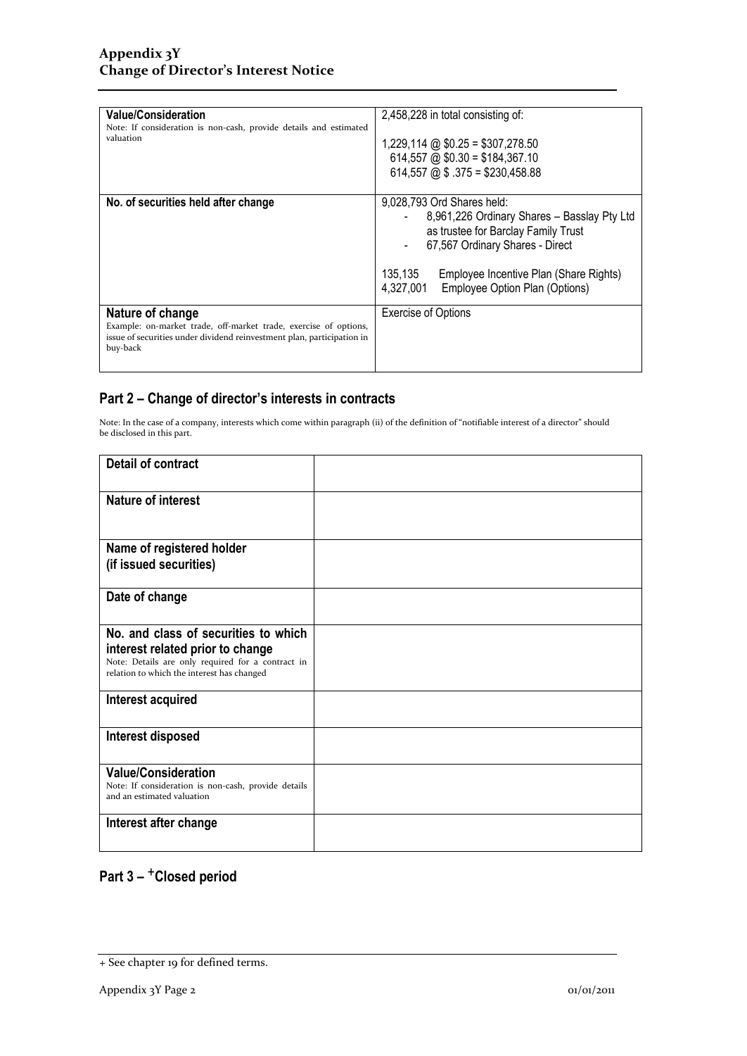| | |
|---|---|
| **Value/Consideration**<br>Note: If consideration is non-cash, provide details and estimated valuation | 2,458,228 in total consisting of:<br><br>1,229,114 @ $0.25 = $307,278.50<br>614,557 @ $0.30 = $184,367.10<br>614,557 @ $ .375 = $230,458.88 |
| **No. of securities held after change** | 9,028,793 Ord Shares held:<br>- 8,961,226 Ordinary Shares – Basslay Pty Ltd as trustee for Barclay Family Trust<br>- 67,567 Ordinary Shares - Direct<br><br>135,135 Employee Incentive Plan (Share Rights)<br>4,327,001 Employee Option Plan (Options) |
| **Nature of change**<br>Example: on-market trade, off-market trade, exercise of options, issue of securities under dividend reinvestment plan, participation in buy-back | Exercise of Options |

## Part 2 – Change of director's interests in contracts

Note: In the case of a company, interests which come within paragraph (ii) of the definition of "notifiable interest of a director" should be disclosed in this part.

| | |
|---|---|
| **Detail of contract** | |
| **Nature of interest** | |
| **Name of registered holder (if issued securities)** | |
| **Date of change** | |
| **No. and class of securities to which interest related prior to change**<br>Note: Details are only required for a contract in relation to which the interest has changed | |
| **Interest acquired** | |
| **Interest disposed** | |
| **Value/Consideration**<br>Note: If consideration is non-cash, provide details and an estimated valuation | |
| **Interest after change** | |

## Part 3 – +Closed period

+ See chapter 19 for defined terms.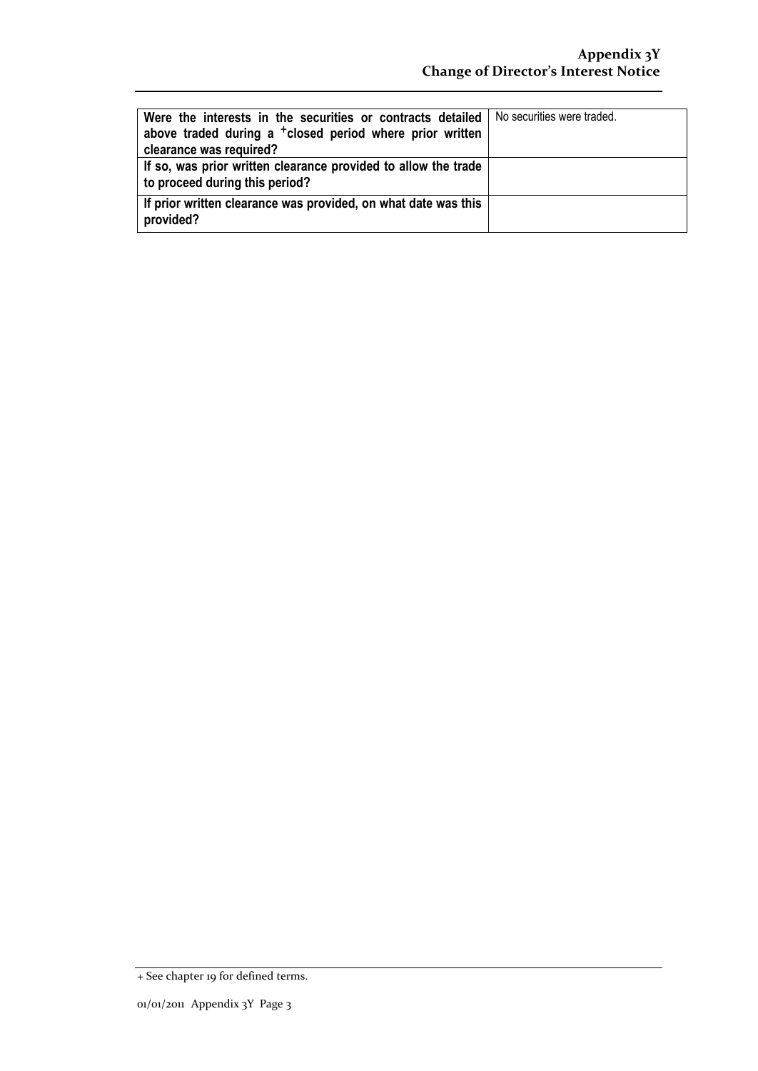| | |
|---|---|
| **Were the interests in the securities or contracts detailed above traded during a +closed period where prior written clearance was required?** | No securities were traded. |
| **If so, was prior written clearance provided to allow the trade to proceed during this period?** | |
| **If prior written clearance was provided, on what date was this provided?** | |

+ See chapter 19 for defined terms.